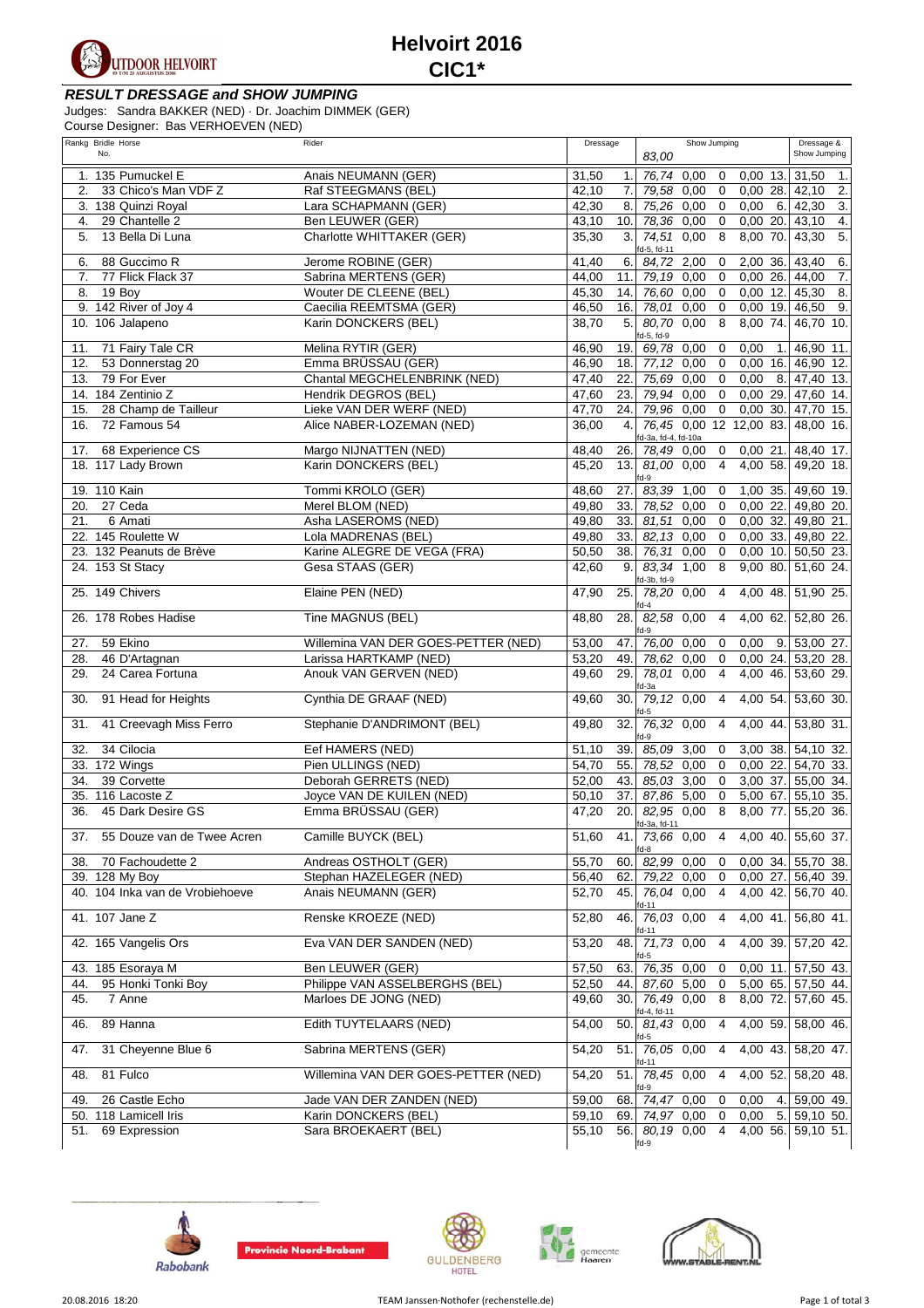# Helvoirt 2016

## CIC1*

### *RESULT DRESSAGE and SHOW JUMPING*

Judges: Sandra BAKKER (NED) · Dr. Joachim DIMMEK (GER)
Course Designer: Bas VERHOEVEN (NED)

| Rankg | Bridle No. | Horse | Rider | Dressage | | Show Jumping 83,00 | | | | | Dressage & Show Jumping | |
|---|---|---|---|---|---|---|---|---|---|---|---|---|
| 1. | 135 | Pumuckel E | Anais NEUMANN (GER) | 31,50 | 1. | 76,74 | 0,00 | 0 | 0,00 | 13. | 31,50 | 1. |
| 2. | 33 | Chico's Man VDF Z | Raf STEEGMANS (BEL) | 42,10 | 7. | 79,58 | 0,00 | 0 | 0,00 | 28. | 42,10 | 2. |
| 3. | 138 | Quinzi Royal | Lara SCHAPMANN (GER) | 42,30 | 8. | 75,26 | 0,00 | 0 | 0,00 | 6. | 42,30 | 3. |
| 4. | 29 | Chantelle 2 | Ben LEUWER (GER) | 43,10 | 10. | 78,36 | 0,00 | 0 | 0,00 | 20. | 43,10 | 4. |
| 5. | 13 | Bella Di Luna | Charlotte WHITTAKER (GER) | 35,30 | 3. | 74,51 fd-5, fd-11 | 0,00 | 8 | 8,00 | 70. | 43,30 | 5. |
| 6. | 88 | Guccimo R | Jerome ROBINE (GER) | 41,40 | 6. | 84,72 | 2,00 | 0 | 2,00 | 36. | 43,40 | 6. |
| 7. | 77 | Flick Flack 37 | Sabrina MERTENS (GER) | 44,00 | 11. | 79,19 | 0,00 | 0 | 0,00 | 26. | 44,00 | 7. |
| 8. | 19 | Boy | Wouter DE CLEENE (BEL) | 45,30 | 14. | 76,60 | 0,00 | 0 | 0,00 | 12. | 45,30 | 8. |
| 9. | 142 | River of Joy 4 | Caecilia REEMTSMA (GER) | 46,50 | 16. | 78,01 | 0,00 | 0 | 0,00 | 19. | 46,50 | 9. |
| 10. | 106 | Jalapeno | Karin DONCKERS (BEL) | 38,70 | 5. | 80,70 fd-5, fd-9 | 0,00 | 8 | 8,00 | 74. | 46,70 | 10. |
| 11. | 71 | Fairy Tale CR | Melina RYTIR (GER) | 46,90 | 19. | 69,78 | 0,00 | 0 | 0,00 | 1. | 46,90 | 11. |
| 12. | 53 | Donnerstag 20 | Emma BRÜSSAU (GER) | 46,90 | 18. | 77,12 | 0,00 | 0 | 0,00 | 16. | 46,90 | 12. |
| 13. | 79 | For Ever | Chantal MEGCHELENBRINK (NED) | 47,40 | 22. | 75,69 | 0,00 | 0 | 0,00 | 8. | 47,40 | 13. |
| 14. | 184 | Zentinio Z | Hendrik DEGROS (BEL) | 47,60 | 23. | 79,94 | 0,00 | 0 | 0,00 | 29. | 47,60 | 14. |
| 15. | 28 | Champ de Tailleur | Lieke VAN DER WERF (NED) | 47,70 | 24. | 79,96 | 0,00 | 0 | 0,00 | 30. | 47,70 | 15. |
| 16. | 72 | Famous 54 | Alice NABER-LOZEMAN (NED) | 36,00 | 4. | 76,45 fd-3a, fd-4, fd-10a | 0,00 | 12 | 12,00 | 83. | 48,00 | 16. |
| 17. | 68 | Experience CS | Margo NIJNATTEN (NED) | 48,40 | 26. | 78,49 | 0,00 | 0 | 0,00 | 21. | 48,40 | 17. |
| 18. | 117 | Lady Brown | Karin DONCKERS (BEL) | 45,20 | 13. | 81,00 fd-9 | 0,00 | 4 | 4,00 | 58. | 49,20 | 18. |
| 19. | 110 | Kain | Tommi KROLO (GER) | 48,60 | 27. | 83,39 | 1,00 | 0 | 1,00 | 35. | 49,60 | 19. |
| 20. | 27 | Ceda | Merel BLOM (NED) | 49,80 | 33. | 78,52 | 0,00 | 0 | 0,00 | 22. | 49,80 | 20. |
| 21. | 6 | Amati | Asha LASEROMS (NED) | 49,80 | 33. | 81,51 | 0,00 | 0 | 0,00 | 32. | 49,80 | 21. |
| 22. | 145 | Roulette W | Lola MADRENAS (BEL) | 49,80 | 33. | 82,13 | 0,00 | 0 | 0,00 | 33. | 49,80 | 22. |
| 23. | 132 | Peanuts de Brève | Karine ALEGRE DE VEGA (FRA) | 50,50 | 38. | 76,31 | 0,00 | 0 | 0,00 | 10. | 50,50 | 23. |
| 24. | 153 | St Stacy | Gesa STAAS (GER) | 42,60 | 9. | 83,34 fd-3b, fd-9 | 1,00 | 8 | 9,00 | 80. | 51,60 | 24. |
| 25. | 149 | Chivers | Elaine PEN (NED) | 47,90 | 25. | 78,20 fd-4 | 0,00 | 4 | 4,00 | 48. | 51,90 | 25. |
| 26. | 178 | Robes Hadise | Tine MAGNUS (BEL) | 48,80 | 28. | 82,58 fd-9 | 0,00 | 4 | 4,00 | 62. | 52,80 | 26. |
| 27. | 59 | Ekino | Willemina VAN DER GOES-PETTER (NED) | 53,00 | 47. | 76,00 | 0,00 | 0 | 0,00 | 9. | 53,00 | 27. |
| 28. | 46 | D'Artagnan | Larissa HARTKAMP (NED) | 53,20 | 49. | 78,62 | 0,00 | 0 | 0,00 | 24. | 53,20 | 28. |
| 29. | 24 | Carea Fortuna | Anouk VAN GERVEN (NED) | 49,60 | 29. | 78,01 fd-3a | 0,00 | 4 | 4,00 | 46. | 53,60 | 29. |
| 30. | 91 | Head for Heights | Cynthia DE GRAAF (NED) | 49,60 | 30. | 79,12 fd-5 | 0,00 | 4 | 4,00 | 54. | 53,60 | 30. |
| 31. | 41 | Creevagh Miss Ferro | Stephanie D'ANDRIMONT (BEL) | 49,80 | 32. | 76,32 fd-9 | 0,00 | 4 | 4,00 | 44. | 53,80 | 31. |
| 32. | 34 | Cilocia | Eef HAMERS (NED) | 51,10 | 39. | 85,09 | 3,00 | 0 | 3,00 | 38. | 54,10 | 32. |
| 33. | 172 | Wings | Pien ULLINGS (NED) | 54,70 | 55. | 78,52 | 0,00 | 0 | 0,00 | 22. | 54,70 | 33. |
| 34. | 39 | Corvette | Deborah GERRETS (NED) | 52,00 | 43. | 85,03 | 3,00 | 0 | 3,00 | 37. | 55,00 | 34. |
| 35. | 116 | Lacoste Z | Joyce VAN DE KUILEN (NED) | 50,10 | 37. | 87,86 | 5,00 | 0 | 5,00 | 67. | 55,10 | 35. |
| 36. | 45 | Dark Desire GS | Emma BRÜSSAU (GER) | 47,20 | 20. | 82,95 fd-3a, fd-11 | 0,00 | 8 | 8,00 | 77. | 55,20 | 36. |
| 37. | 55 | Douze van de Twee Acren | Camille BUYCK (BEL) | 51,60 | 41. | 73,66 fd-8 | 0,00 | 4 | 4,00 | 40. | 55,60 | 37. |
| 38. | 70 | Fachoudette 2 | Andreas OSTHOLT (GER) | 55,70 | 60. | 82,99 | 0,00 | 0 | 0,00 | 34. | 55,70 | 38. |
| 39. | 128 | My Boy | Stephan HAZELEGER (NED) | 56,40 | 62. | 79,22 | 0,00 | 0 | 0,00 | 27. | 56,40 | 39. |
| 40. | 104 | Inka van de Vrobiehoeve | Anais NEUMANN (GER) | 52,70 | 45. | 76,04 fd-11 | 0,00 | 4 | 4,00 | 42. | 56,70 | 40. |
| 41. | 107 | Jane Z | Renske KROEZE (NED) | 52,80 | 46. | 76,03 fd-11 | 0,00 | 4 | 4,00 | 41. | 56,80 | 41. |
| 42. | 165 | Vangelis Ors | Eva VAN DER SANDEN (NED) | 53,20 | 48. | 71,73 fd-5 | 0,00 | 4 | 4,00 | 39. | 57,20 | 42. |
| 43. | 185 | Esoraya M | Ben LEUWER (GER) | 57,50 | 63. | 76,35 | 0,00 | 0 | 0,00 | 11. | 57,50 | 43. |
| 44. | 95 | Honki Tonki Boy | Philippe VAN ASSELBERGHS (BEL) | 52,50 | 44. | 87,60 | 5,00 | 0 | 5,00 | 65. | 57,50 | 44. |
| 45. | 7 | Anne | Marloes DE JONG (NED) | 49,60 | 30. | 76,49 fd-4, fd-11 | 0,00 | 8 | 8,00 | 72. | 57,60 | 45. |
| 46. | 89 | Hanna | Edith TUYTELAARS (NED) | 54,00 | 50. | 81,43 fd-5 | 0,00 | 4 | 4,00 | 59. | 58,00 | 46. |
| 47. | 31 | Cheyenne Blue 6 | Sabrina MERTENS (GER) | 54,20 | 51. | 76,05 fd-11 | 0,00 | 4 | 4,00 | 43. | 58,20 | 47. |
| 48. | 81 | Fulco | Willemina VAN DER GOES-PETTER (NED) | 54,20 | 51. | 78,45 fd-9 | 0,00 | 4 | 4,00 | 52. | 58,20 | 48. |
| 49. | 26 | Castle Echo | Jade VAN DER ZANDEN (NED) | 59,00 | 68. | 74,47 | 0,00 | 0 | 0,00 | 4. | 59,00 | 49. |
| 50. | 118 | Lamicell Iris | Karin DONCKERS (BEL) | 59,10 | 69. | 74,97 | 0,00 | 0 | 0,00 | 5. | 59,10 | 50. |
| 51. | 69 | Expression | Sara BROEKAERT (BEL) | 55,10 | 56. | 80,19 fd-9 | 0,00 | 4 | 4,00 | 56. | 59,10 | 51. |

20.08.2016 18:20 TEAM Janssen-Nothofer (rechenstelle.de)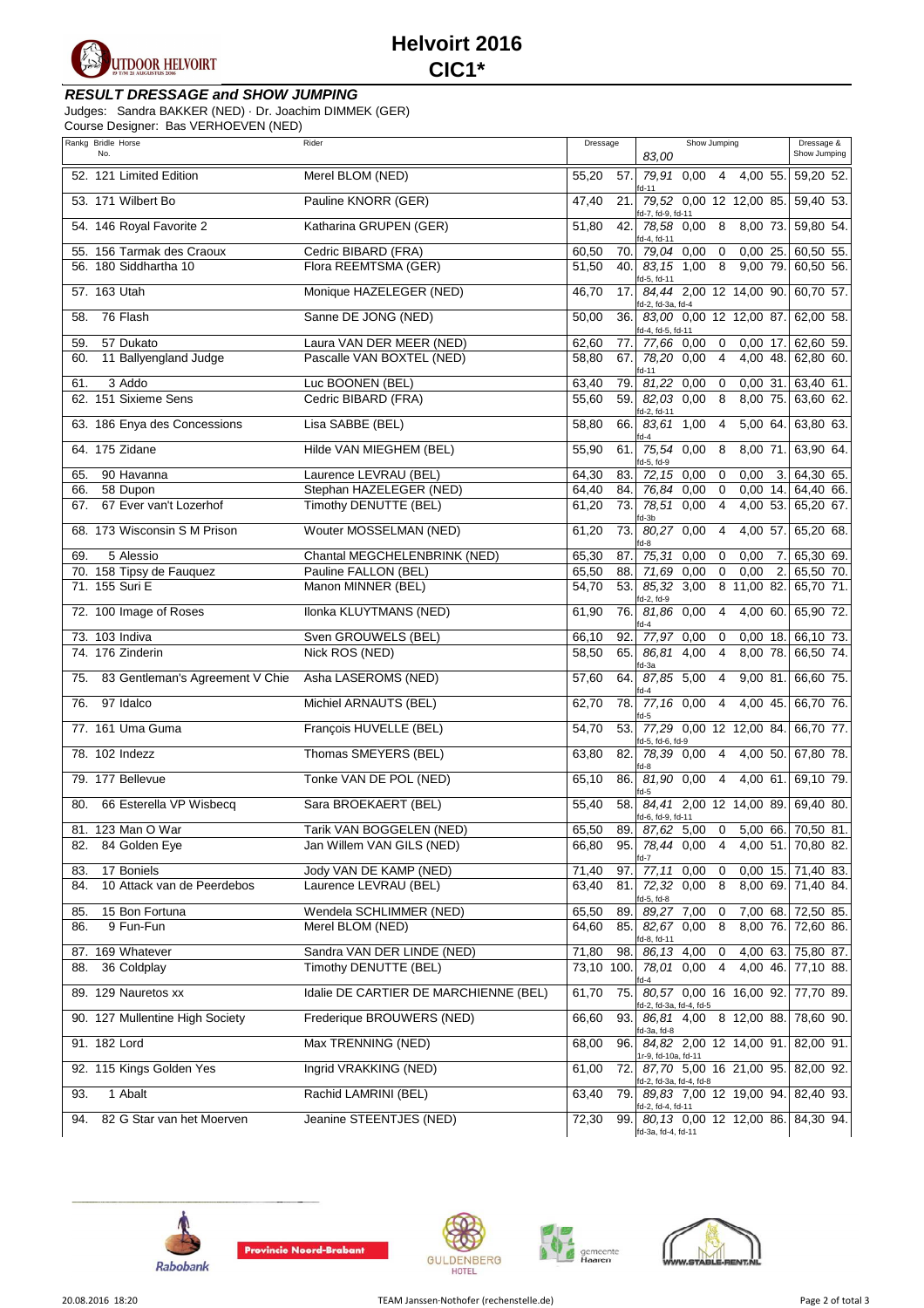# Helvoirt 2016

## CIC1*

### RESULT DRESSAGE and SHOW JUMPING

Judges: Sandra BAKKER (NED) · Dr. Joachim DIMMEK (GER)
Course Designer: Bas VERHOEVEN (NED)

| Rankg | Bridle No. | Horse | Rider | Dressage | | Show Jumping 83,00 | | | | | Dressage & Show Jumping | |
|---|---|---|---|---|---|---|---|---|---|---|---|---|
| 52. | 121 | Limited Edition | Merel BLOM (NED) | 55,20 | 57. | 79,91 fd-11 | 0,00 | 4 | 4,00 | 55. | 59,20 | 52. |
| 53. | 171 | Wilbert Bo | Pauline KNORR (GER) | 47,40 | 21. | 79,52 fd-7, fd-9, fd-11 | 0,00 | 12 | 12,00 | 85. | 59,40 | 53. |
| 54. | 146 | Royal Favorite 2 | Katharina GRUPEN (GER) | 51,80 | 42. | 78,58 fd-4, fd-11 | 0,00 | 8 | 8,00 | 73. | 59,80 | 54. |
| 55. | 156 | Tarmak des Craoux | Cedric BIBARD (FRA) | 60,50 | 70. | 79,04 | 0,00 | 0 | 0,00 | 25. | 60,50 | 55. |
| 56. | 180 | Siddhartha 10 | Flora REEMTSMA (GER) | 51,50 | 40. | 83,15 fd-5, fd-11 | 1,00 | 8 | 9,00 | 79. | 60,50 | 56. |
| 57. | 163 | Utah | Monique HAZELEGER (NED) | 46,70 | 17. | 84,44 fd-2, fd-3a, fd-4 | 2,00 | 12 | 14,00 | 90. | 60,70 | 57. |
| 58. | 76 | Flash | Sanne DE JONG (NED) | 50,00 | 36. | 83,00 fd-4, fd-5, fd-11 | 0,00 | 12 | 12,00 | 87. | 62,00 | 58. |
| 59. | 57 | Dukato | Laura VAN DER MEER (NED) | 62,60 | 77. | 77,66 | 0,00 | 0 | 0,00 | 17. | 62,60 | 59. |
| 60. | 11 | Ballyengland Judge | Pascalle VAN BOXTEL (NED) | 58,80 | 67. | 78,20 fd-11 | 0,00 | 4 | 4,00 | 48. | 62,80 | 60. |
| 61. | 3 | Addo | Luc BOONEN (BEL) | 63,40 | 79. | 81,22 | 0,00 | 0 | 0,00 | 31. | 63,40 | 61. |
| 62. | 151 | Sixieme Sens | Cedric BIBARD (FRA) | 55,60 | 59. | 82,03 fd-2, fd-11 | 0,00 | 8 | 8,00 | 75. | 63,60 | 62. |
| 63. | 186 | Enya des Concessions | Lisa SABBE (BEL) | 58,80 | 66. | 83,61 fd-4 | 1,00 | 4 | 5,00 | 64. | 63,80 | 63. |
| 64. | 175 | Zidane | Hilde VAN MIEGHEM (BEL) | 55,90 | 61. | 75,54 fd-5, fd-9 | 0,00 | 8 | 8,00 | 71. | 63,90 | 64. |
| 65. | 90 | Havanna | Laurence LEVRAU (BEL) | 64,30 | 83. | 72,15 | 0,00 | 0 | 0,00 | 3. | 64,30 | 65. |
| 66. | 58 | Dupon | Stephan HAZELEGER (NED) | 64,40 | 84. | 76,84 | 0,00 | 0 | 0,00 | 14. | 64,40 | 66. |
| 67. | 67 | Ever van't Lozerhof | Timothy DENUTTE (BEL) | 61,20 | 73. | 78,51 fd-3b | 0,00 | 4 | 4,00 | 53. | 65,20 | 67. |
| 68. | 173 | Wisconsin S M Prison | Wouter MOSSELMAN (NED) | 61,20 | 73. | 80,27 fd-8 | 0,00 | 4 | 4,00 | 57. | 65,20 | 68. |
| 69. | 5 | Alessio | Chantal MEGCHELENBRINK (NED) | 65,30 | 87. | 75,31 | 0,00 | 0 | 0,00 | 7. | 65,30 | 69. |
| 70. | 158 | Tipsy de Fauquez | Pauline FALLON (BEL) | 65,50 | 88. | 71,69 | 0,00 | 0 | 0,00 | 2. | 65,50 | 70. |
| 71. | 155 | Suri E | Manon MINNER (BEL) | 54,70 | 53. | 85,32 fd-2, fd-9 | 3,00 | 8 | 11,00 | 82. | 65,70 | 71. |
| 72. | 100 | Image of Roses | Ilonka KLUYTMANS (NED) | 61,90 | 76. | 81,86 fd-4 | 0,00 | 4 | 4,00 | 60. | 65,90 | 72. |
| 73. | 103 | Indiva | Sven GROUWELS (BEL) | 66,10 | 92. | 77,97 | 0,00 | 0 | 0,00 | 18. | 66,10 | 73. |
| 74. | 176 | Zinderin | Nick ROS (NED) | 58,50 | 65. | 86,81 fd-3a | 4,00 | 4 | 8,00 | 78. | 66,50 | 74. |
| 75. | 83 | Gentleman's Agreement V Chie | Asha LASEROMS (NED) | 57,60 | 64. | 87,85 fd-4 | 5,00 | 4 | 9,00 | 81. | 66,60 | 75. |
| 76. | 97 | Idalco | Michiel ARNAUTS (BEL) | 62,70 | 78. | 77,16 fd-5 | 0,00 | 4 | 4,00 | 45. | 66,70 | 76. |
| 77. | 161 | Uma Guma | François HUVELLE (BEL) | 54,70 | 53. | 77,29 fd-5, fd-6, fd-9 | 0,00 | 12 | 12,00 | 84. | 66,70 | 77. |
| 78. | 102 | Indezz | Thomas SMEYERS (BEL) | 63,80 | 82. | 78,39 fd-8 | 0,00 | 4 | 4,00 | 50. | 67,80 | 78. |
| 79. | 177 | Bellevue | Tonke VAN DE POL (NED) | 65,10 | 86. | 81,90 fd-5 | 0,00 | 4 | 4,00 | 61. | 69,10 | 79. |
| 80. | 66 | Esterella VP Wisbecq | Sara BROEKAERT (BEL) | 55,40 | 58. | 84,41 fd-6, fd-9, fd-11 | 2,00 | 12 | 14,00 | 89. | 69,40 | 80. |
| 81. | 123 | Man O War | Tarik VAN BOGGELEN (NED) | 65,50 | 89. | 87,62 | 5,00 | 0 | 5,00 | 66. | 70,50 | 81. |
| 82. | 84 | Golden Eye | Jan Willem VAN GILS (NED) | 66,80 | 95. | 78,44 fd-7 | 0,00 | 4 | 4,00 | 51. | 70,80 | 82. |
| 83. | 17 | Boniels | Jody VAN DE KAMP (NED) | 71,40 | 97. | 77,11 | 0,00 | 0 | 0,00 | 15. | 71,40 | 83. |
| 84. | 10 | Attack van de Peerdebos | Laurence LEVRAU (BEL) | 63,40 | 81. | 72,32 fd-5, fd-8 | 0,00 | 8 | 8,00 | 69. | 71,40 | 84. |
| 85. | 15 | Bon Fortuna | Wendela SCHLIMMER (NED) | 65,50 | 89. | 89,27 | 7,00 | 0 | 7,00 | 68. | 72,50 | 85. |
| 86. | 9 | Fun-Fun | Merel BLOM (NED) | 64,60 | 85. | 82,67 fd-8, fd-11 | 0,00 | 8 | 8,00 | 76. | 72,60 | 86. |
| 87. | 169 | Whatever | Sandra VAN DER LINDE (NED) | 71,80 | 98. | 86,13 | 4,00 | 0 | 4,00 | 63. | 75,80 | 87. |
| 88. | 36 | Coldplay | Timothy DENUTTE (BEL) | 73,10 | 100. | 78,01 fd-4 | 0,00 | 4 | 4,00 | 46. | 77,10 | 88. |
| 89. | 129 | Nauretos xx | Idalie DE CARTIER DE MARCHIENNE (BEL) | 61,70 | 75. | 80,57 fd-2, fd-3a, fd-4, fd-5 | 0,00 | 16 | 16,00 | 92. | 77,70 | 89. |
| 90. | 127 | Mullentine High Society | Frederique BROUWERS (NED) | 66,60 | 93. | 86,81 fd-3a, fd-8 | 4,00 | 8 | 12,00 | 88. | 78,60 | 90. |
| 91. | 182 | Lord | Max TRENNING (NED) | 68,00 | 96. | 84,82 1r-9, fd-10a, fd-11 | 2,00 | 12 | 14,00 | 91. | 82,00 | 91. |
| 92. | 115 | Kings Golden Yes | Ingrid VRAKKING (NED) | 61,00 | 72. | 87,70 fd-2, fd-3a, fd-4, fd-8 | 5,00 | 16 | 21,00 | 95. | 82,00 | 92. |
| 93. | 1 | Abalt | Rachid LAMRINI (BEL) | 63,40 | 79. | 89,83 fd-2, fd-4, fd-11 | 7,00 | 12 | 19,00 | 94. | 82,40 | 93. |
| 94. | 82 | G Star van het Moerven | Jeanine STEENTJES (NED) | 72,30 | 99. | 80,13 fd-3a, fd-4, fd-11 | 0,00 | 12 | 12,00 | 86. | 84,30 | 94. |

20.08.2016 18:20 — TEAM Janssen·Nothofer (rechenstelle.de)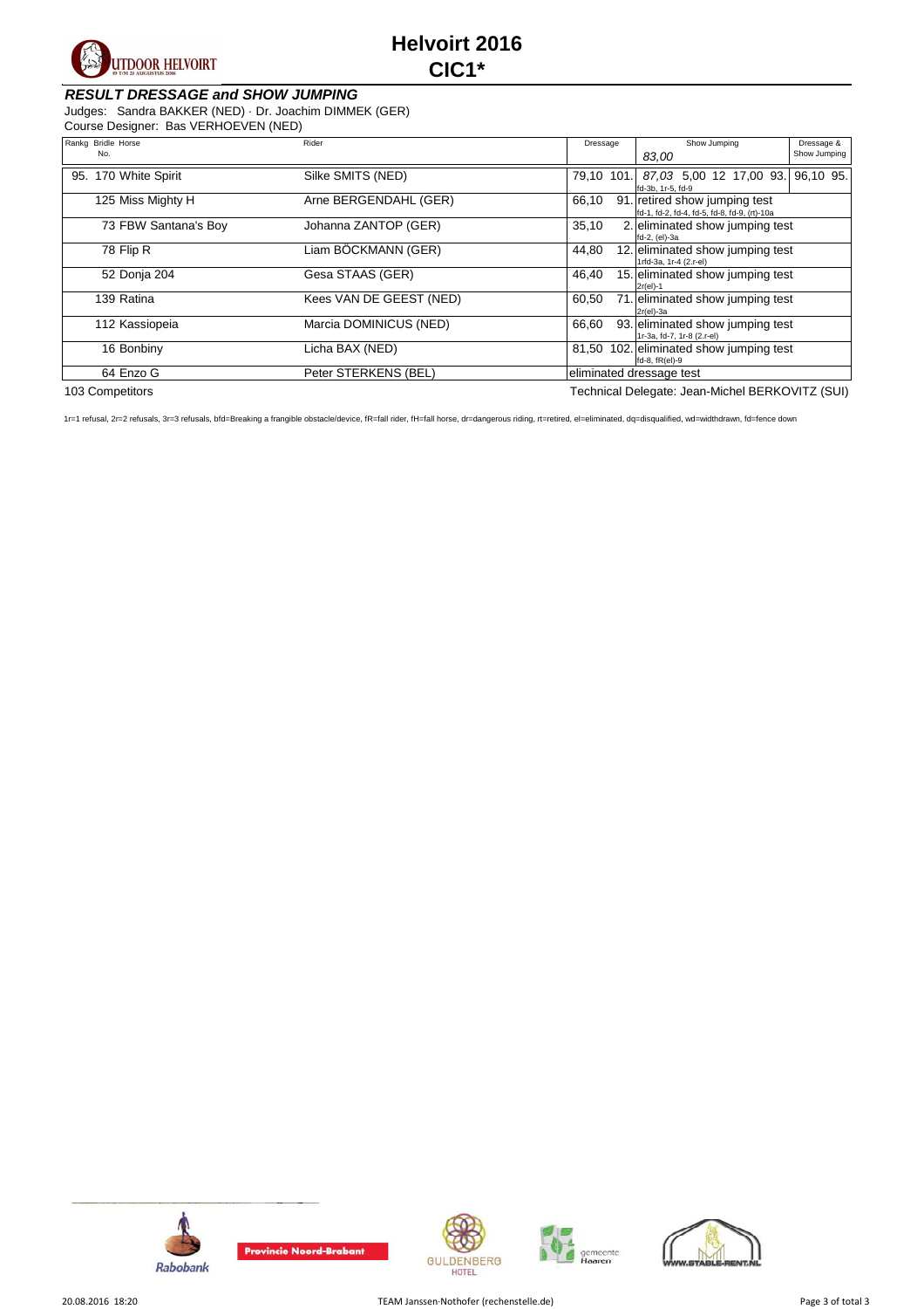# Helvoirt 2016
# CIC1*

### *RESULT DRESSAGE and SHOW JUMPING*

Judges: Sandra BAKKER (NED) · Dr. Joachim DIMMEK (GER)
Course Designer: Bas VERHOEVEN (NED)

| Rankg | Bridle No. | Horse | Rider | Dressage | | Show Jumping *83,00* | | | | | Dressage & Show Jumping | |
|---|---|---|---|---|---|---|---|---|---|---|---|---|
| 95. | 170 | White Spirit | Silke SMITS (NED) | 79,10 | 101. | *87,03* | 5,00 | 12 | 17,00 | 93. | 96,10 | 95. |
| | | | | | | fd-3b, 1r-5, fd-9 | | | | | | |
| | 125 | Miss Mighty H | Arne BERGENDAHL (GER) | 66,10 | 91. | retired show jumping test | | | | | | |
| | | | | | | fd-1, fd-2, fd-4, fd-5, fd-8, fd-9, (rt)-10a | | | | | | |
| | 73 | FBW Santana's Boy | Johanna ZANTOP (GER) | 35,10 | 2. | eliminated show jumping test | | | | | | |
| | | | | | | fd-2, (el)-3a | | | | | | |
| | 78 | Flip R | Liam BÖCKMANN (GER) | 44,80 | 12. | eliminated show jumping test | | | | | | |
| | | | | | | 1rfd-3a, 1r-4 (2.r-el) | | | | | | |
| | 52 | Donja 204 | Gesa STAAS (GER) | 46,40 | 15. | eliminated show jumping test | | | | | | |
| | | | | | | 2r(el)-1 | | | | | | |
| | 139 | Ratina | Kees VAN DE GEEST (NED) | 60,50 | 71. | eliminated show jumping test | | | | | | |
| | | | | | | 2r(el)-3a | | | | | | |
| | 112 | Kassiopeia | Marcia DOMINICUS (NED) | 66,60 | 93. | eliminated show jumping test | | | | | | |
| | | | | | | 1r-3a, fd-7, 1r-8 (2.r-el) | | | | | | |
| | 16 | Bonbiny | Licha BAX (NED) | 81,50 | 102. | eliminated show jumping test | | | | | | |
| | | | | | | fd-8, fR(el)-9 | | | | | | |
| | 64 | Enzo G | Peter STERKENS (BEL) | eliminated dressage test | | | | | | | | |

103 Competitors

Technical Delegate: Jean-Michel BERKOVITZ (SUI)

1r=1 refusal, 2r=2 refusals, 3r=3 refusals, bfd=Breaking a frangible obstacle/device, fR=fall rider, fH=fall horse, dr=dangerous riding, rt=retired, el=eliminated, dq=disqualified, wd=widthdrawn, fd=fence down

20.08.2016 18:20 TEAM Janssen-Nothofer (rechenstelle.de)